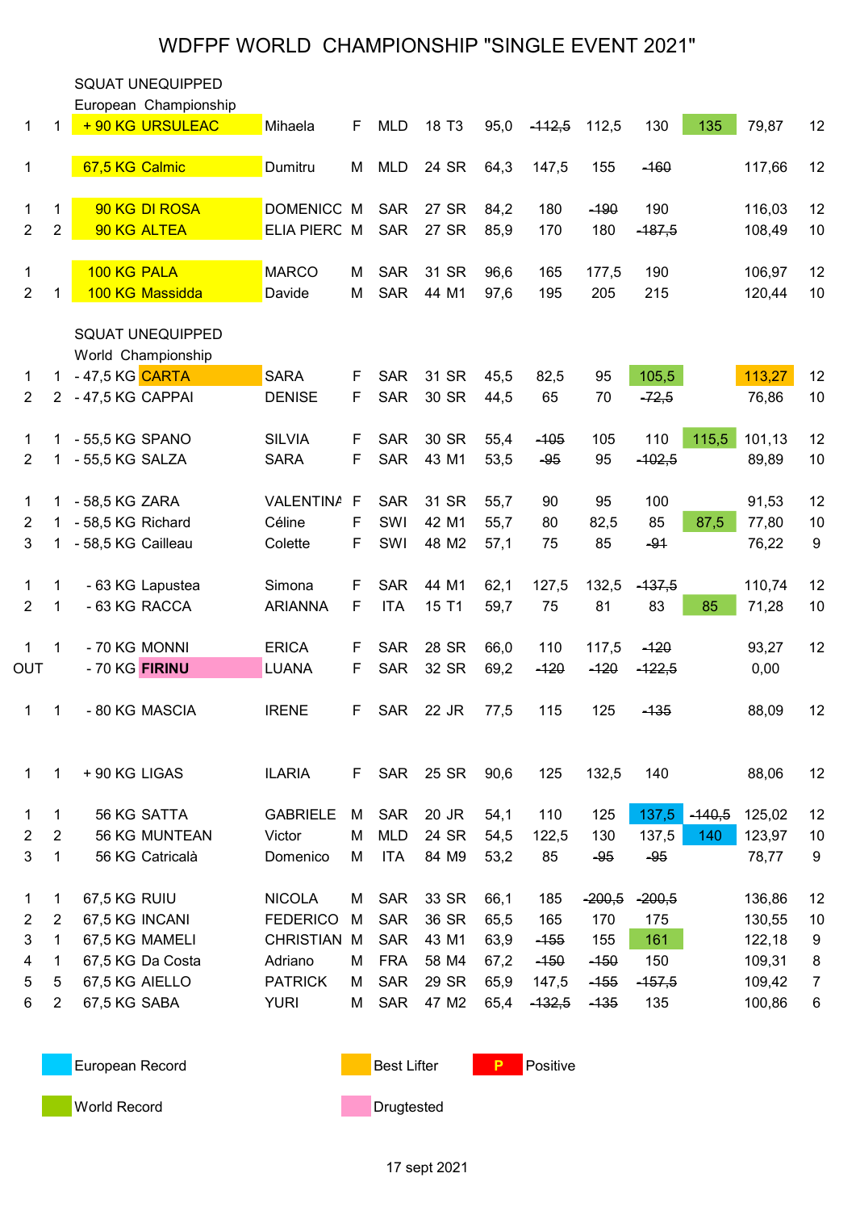# WDFPF WORLD CHAMPIONSHIP "SINGLE EVENT 2021"

SQUAT UNEQUIPPED

European Championship

| | | | | | | | | | | | | | | | |
|---|---|---|---|---|---|---|---|---|---|---|---|---|---|---|---|
| 1 | 1 | + 90 KG | URSULEAC | Mihaela | F | MLD | 18 | T3 | 95,0 | ~~112,5~~ | 112,5 | 130 | 135 | 79,87 | 12 |
| 1 | | 67,5 KG | Calmic | Dumitru | M | MLD | 24 | SR | 64,3 | 147,5 | 155 | ~~160~~ | | 117,66 | 12 |
| 1 | 1 | 90 KG | DI ROSA | DOMENICC | M | SAR | 27 | SR | 84,2 | 180 | ~~190~~ | 190 | | 116,03 | 12 |
| 2 | 2 | 90 KG | ALTEA | ELIA PIERC | M | SAR | 27 | SR | 85,9 | 170 | 180 | ~~187,5~~ | | 108,49 | 10 |
| 1 | | 100 KG | PALA | MARCO | M | SAR | 31 | SR | 96,6 | 165 | 177,5 | 190 | | 106,97 | 12 |
| 2 | 1 | 100 KG | Massidda | Davide | M | SAR | 44 | M1 | 97,6 | 195 | 205 | 215 | | 120,44 | 10 |

SQUAT UNEQUIPPED

World Championship

| | | | | | | | | | | | | | | | |
|---|---|---|---|---|---|---|---|---|---|---|---|---|---|---|---|
| 1 | 1 | - 47,5 KG | CARTA | SARA | F | SAR | 31 | SR | 45,5 | 82,5 | 95 | 105,5 | | 113,27 | 12 |
| 2 | 2 | - 47,5 KG | CAPPAI | DENISE | F | SAR | 30 | SR | 44,5 | 65 | 70 | ~~72,5~~ | | 76,86 | 10 |
| 1 | 1 | - 55,5 KG | SPANO | SILVIA | F | SAR | 30 | SR | 55,4 | ~~105~~ | 105 | 110 | 115,5 | 101,13 | 12 |
| 2 | 1 | - 55,5 KG | SALZA | SARA | F | SAR | 43 | M1 | 53,5 | ~~95~~ | 95 | ~~102,5~~ | | 89,89 | 10 |
| 1 | 1 | - 58,5 KG | ZARA | VALENTINA | F | SAR | 31 | SR | 55,7 | 90 | 95 | 100 | | 91,53 | 12 |
| 2 | 1 | - 58,5 KG | Richard | Céline | F | SWI | 42 | M1 | 55,7 | 80 | 82,5 | 85 | 87,5 | 77,80 | 10 |
| 3 | 1 | - 58,5 KG | Cailleau | Colette | F | SWI | 48 | M2 | 57,1 | 75 | 85 | ~~91~~ | | 76,22 | 9 |
| 1 | 1 | - 63 KG | Lapustea | Simona | F | SAR | 44 | M1 | 62,1 | 127,5 | 132,5 | ~~137,5~~ | | 110,74 | 12 |
| 2 | 1 | - 63 KG | RACCA | ARIANNA | F | ITA | 15 | T1 | 59,7 | 75 | 81 | 83 | 85 | 71,28 | 10 |
| 1 | 1 | - 70 KG | MONNI | ERICA | F | SAR | 28 | SR | 66,0 | 110 | 117,5 | ~~120~~ | | 93,27 | 12 |
| OUT | | - 70 KG | **FIRINU** | LUANA | F | SAR | 32 | SR | 69,2 | ~~120~~ | ~~120~~ | ~~122,5~~ | | 0,00 | |
| 1 | 1 | - 80 KG | MASCIA | IRENE | F | SAR | 22 | JR | 77,5 | 115 | 125 | ~~135~~ | | 88,09 | 12 |
| 1 | 1 | + 90 KG | LIGAS | ILARIA | F | SAR | 25 | SR | 90,6 | 125 | 132,5 | 140 | | 88,06 | 12 |
| 1 | 1 | 56 KG | SATTA | GABRIELE | M | SAR | 20 | JR | 54,1 | 110 | 125 | 137,5 | ~~140,5~~ | 125,02 | 12 |
| 2 | 2 | 56 KG | MUNTEAN | Victor | M | MLD | 24 | SR | 54,5 | 122,5 | 130 | 137,5 | 140 | 123,97 | 10 |
| 3 | 1 | 56 KG | Catricalà | Domenico | M | ITA | 84 | M9 | 53,2 | 85 | ~~95~~ | ~~95~~ | | 78,77 | 9 |
| 1 | 1 | 67,5 KG | RUIU | NICOLA | M | SAR | 33 | SR | 66,1 | 185 | ~~200,5~~ | ~~200,5~~ | | 136,86 | 12 |
| 2 | 2 | 67,5 KG | INCANI | FEDERICO | M | SAR | 36 | SR | 65,5 | 165 | 170 | 175 | | 130,55 | 10 |
| 3 | 1 | 67,5 KG | MAMELI | CHRISTIAN | M | SAR | 43 | M1 | 63,9 | ~~155~~ | 155 | 161 | | 122,18 | 9 |
| 4 | 1 | 67,5 KG | Da Costa | Adriano | M | FRA | 58 | M4 | 67,2 | ~~150~~ | ~~150~~ | 150 | | 109,31 | 8 |
| 5 | 5 | 67,5 KG | AIELLO | PATRICK | M | SAR | 29 | SR | 65,9 | 147,5 | ~~155~~ | ~~157,5~~ | | 109,42 | 7 |
| 6 | 2 | 67,5 KG | SABA | YURI | M | SAR | 47 | M2 | 65,4 | ~~132,5~~ | ~~135~~ | 135 | | 100,86 | 6 |

European Record — Best Lifter — P Positive

World Record — Drugtested

17 sept 2021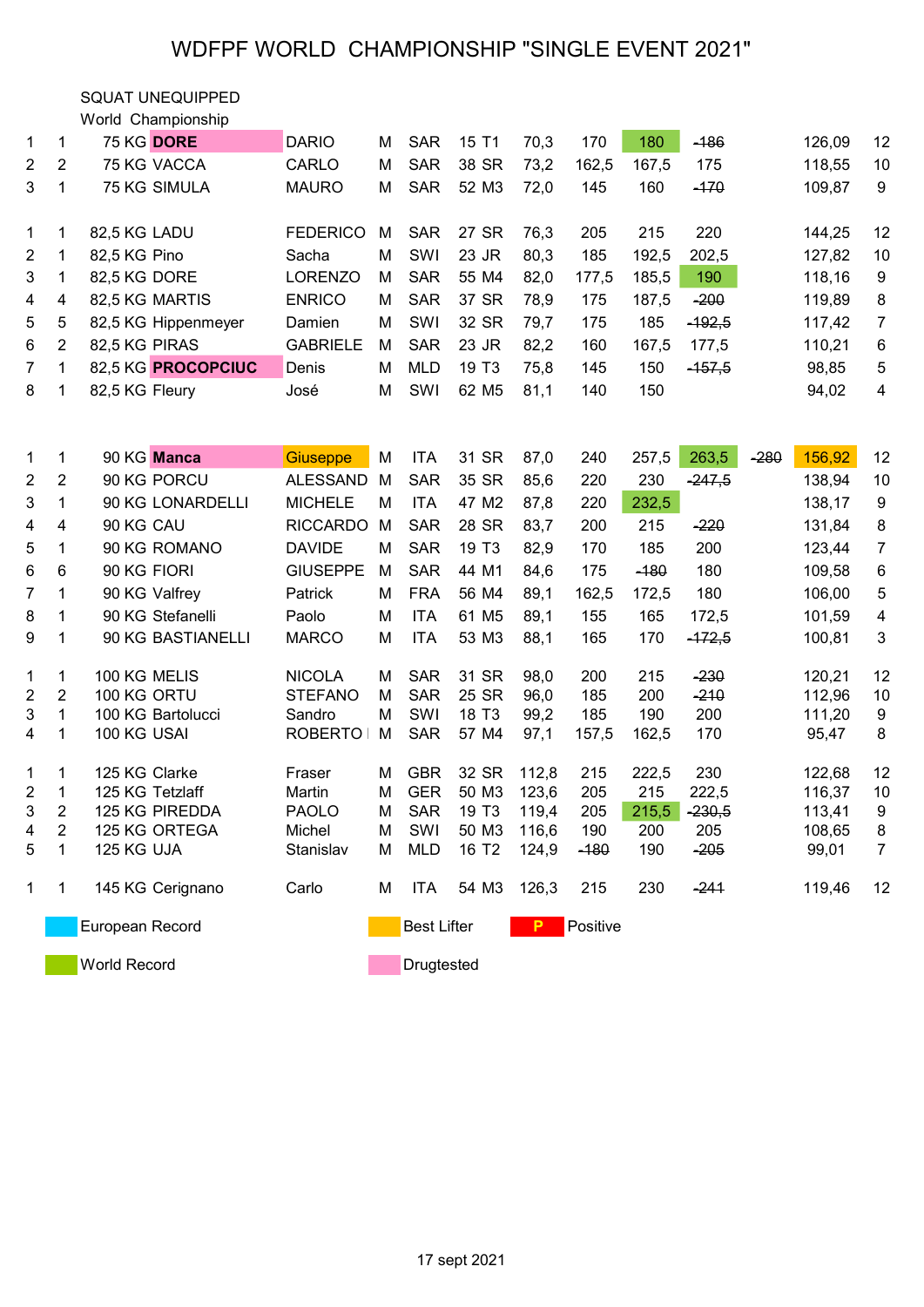# WDFPF WORLD CHAMPIONSHIP "SINGLE EVENT 2021"

SQUAT UNEQUIPPED
World Championship

| | | Class | Last name | First name | Sex | Nat | Age | Cat | BW | 1 | 2 | 3 | 4 | Points | Pts |
|---|---|---|---|---|---|---|---|---|---|---|---|---|---|---|---|
| 1 | 1 | 75 KG | **DORE** | DARIO | M | SAR | 15 | T1 | 70,3 | 170 | 180 | ~~186~~ | | 126,09 | 12 |
| 2 | 2 | 75 KG | VACCA | CARLO | M | SAR | 38 | SR | 73,2 | 162,5 | 167,5 | 175 | | 118,55 | 10 |
| 3 | 1 | 75 KG | SIMULA | MAURO | M | SAR | 52 | M3 | 72,0 | 145 | 160 | ~~170~~ | | 109,87 | 9 |
| | | | | | | | | | | | | | | | |
| 1 | 1 | 82,5 KG | LADU | FEDERICO | M | SAR | 27 | SR | 76,3 | 205 | 215 | 220 | | 144,25 | 12 |
| 2 | 1 | 82,5 KG | Pino | Sacha | M | SWI | 23 | JR | 80,3 | 185 | 192,5 | 202,5 | | 127,82 | 10 |
| 3 | 1 | 82,5 KG | DORE | LORENZO | M | SAR | 55 | M4 | 82,0 | 177,5 | 185,5 | 190 | | 118,16 | 9 |
| 4 | 4 | 82,5 KG | MARTIS | ENRICO | M | SAR | 37 | SR | 78,9 | 175 | 187,5 | ~~200~~ | | 119,89 | 8 |
| 5 | 5 | 82,5 KG | Hippenmeyer | Damien | M | SWI | 32 | SR | 79,7 | 175 | 185 | ~~192,5~~ | | 117,42 | 7 |
| 6 | 2 | 82,5 KG | PIRAS | GABRIELE | M | SAR | 23 | JR | 82,2 | 160 | 167,5 | 177,5 | | 110,21 | 6 |
| 7 | 1 | 82,5 KG | **PROCOPCIUC** | Denis | M | MLD | 19 | T3 | 75,8 | 145 | 150 | ~~157,5~~ | | 98,85 | 5 |
| 8 | 1 | 82,5 KG | Fleury | José | M | SWI | 62 | M5 | 81,1 | 140 | 150 | | | 94,02 | 4 |
| | | | | | | | | | | | | | | | |
| 1 | 1 | 90 KG | **Manca** | Giuseppe | M | ITA | 31 | SR | 87,0 | 240 | 257,5 | 263,5 | ~~280~~ | 156,92 | 12 |
| 2 | 2 | 90 KG | PORCU | ALESSAND | M | SAR | 35 | SR | 85,6 | 220 | 230 | ~~247,5~~ | | 138,94 | 10 |
| 3 | 1 | 90 KG | LONARDELLI | MICHELE | M | ITA | 47 | M2 | 87,8 | 220 | 232,5 | | | 138,17 | 9 |
| 4 | 4 | 90 KG | CAU | RICCARDO | M | SAR | 28 | SR | 83,7 | 200 | 215 | ~~220~~ | | 131,84 | 8 |
| 5 | 1 | 90 KG | ROMANO | DAVIDE | M | SAR | 19 | T3 | 82,9 | 170 | 185 | 200 | | 123,44 | 7 |
| 6 | 6 | 90 KG | FIORI | GIUSEPPE | M | SAR | 44 | M1 | 84,6 | 175 | ~~180~~ | 180 | | 109,58 | 6 |
| 7 | 1 | 90 KG | Valfrey | Patrick | M | FRA | 56 | M4 | 89,1 | 162,5 | 172,5 | 180 | | 106,00 | 5 |
| 8 | 1 | 90 KG | Stefanelli | Paolo | M | ITA | 61 | M5 | 89,1 | 155 | 165 | 172,5 | | 101,59 | 4 |
| 9 | 1 | 90 KG | BASTIANELLI | MARCO | M | ITA | 53 | M3 | 88,1 | 165 | 170 | ~~172,5~~ | | 100,81 | 3 |
| | | | | | | | | | | | | | | | |
| 1 | 1 | 100 KG | MELIS | NICOLA | M | SAR | 31 | SR | 98,0 | 200 | 215 | ~~230~~ | | 120,21 | 12 |
| 2 | 2 | 100 KG | ORTU | STEFANO | M | SAR | 25 | SR | 96,0 | 185 | 200 | ~~210~~ | | 112,96 | 10 |
| 3 | 1 | 100 KG | Bartolucci | Sandro | M | SWI | 18 | T3 | 99,2 | 185 | 190 | 200 | | 111,20 | 9 |
| 4 | 1 | 100 KG | USAI | ROBERTO | M | SAR | 57 | M4 | 97,1 | 157,5 | 162,5 | 170 | | 95,47 | 8 |
| | | | | | | | | | | | | | | | |
| 1 | 1 | 125 KG | Clarke | Fraser | M | GBR | 32 | SR | 112,8 | 215 | 222,5 | 230 | | 122,68 | 12 |
| 2 | 1 | 125 KG | Tetzlaff | Martin | M | GER | 50 | M3 | 123,6 | 205 | 215 | 222,5 | | 116,37 | 10 |
| 3 | 2 | 125 KG | PIREDDA | PAOLO | M | SAR | 19 | T3 | 119,4 | 205 | 215,5 | ~~230,5~~ | | 113,41 | 9 |
| 4 | 2 | 125 KG | ORTEGA | Michel | M | SWI | 50 | M3 | 116,6 | 190 | 200 | 205 | | 108,65 | 8 |
| 5 | 1 | 125 KG | UJA | Stanislav | M | MLD | 16 | T2 | 124,9 | ~~180~~ | 190 | ~~205~~ | | 99,01 | 7 |
| | | | | | | | | | | | | | | | |
| 1 | 1 | 145 KG | Cerignano | Carlo | M | ITA | 54 | M3 | 126,3 | 215 | 230 | ~~241~~ | | 119,46 | 12 |

Legend: European Record · Best Lifter · P Positive · World Record · Drugtested

17 sept 2021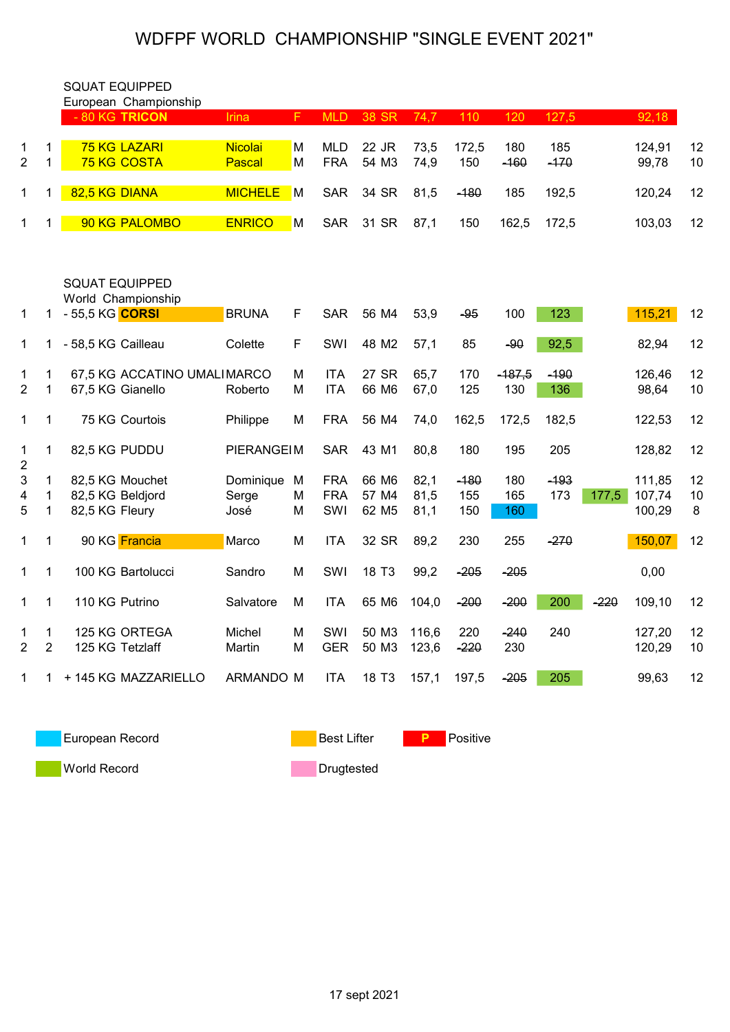# WDFPF WORLD CHAMPIONSHIP "SINGLE EVENT 2021"

## SQUAT EQUIPPED
European Championship

| | | | | | | | | | | | | | | | |
|---|---|---|---|---|---|---|---|---|---|---|---|---|---|---|---|
| | | - 80 KG | TRICON | Irina | F | MLD | 38 | SR | 74,7 | 110 | 120 | 127,5 | | 92,18 | |
| 1 | 1 | 75 KG | LAZARI | Nicolai | M | MLD | 22 | JR | 73,5 | 172,5 | 180 | 185 | | 124,91 | 12 |
| 2 | 1 | 75 KG | COSTA | Pascal | M | FRA | 54 | M3 | 74,9 | 150 | ~~160~~ | ~~170~~ | | 99,78 | 10 |
| 1 | 1 | 82,5 KG | DIANA | MICHELE | M | SAR | 34 | SR | 81,5 | ~~180~~ | 185 | 192,5 | | 120,24 | 12 |
| 1 | 1 | 90 KG | PALOMBO | ENRICO | M | SAR | 31 | SR | 87,1 | 150 | 162,5 | 172,5 | | 103,03 | 12 |

## SQUAT EQUIPPED
World Championship

| | | | | | | | | | | | | | | | |
|---|---|---|---|---|---|---|---|---|---|---|---|---|---|---|---|
| 1 | 1 | - 55,5 KG | CORSI | BRUNA | F | SAR | 56 | M4 | 53,9 | ~~95~~ | 100 | 123 | | 115,21 | 12 |
| 1 | 1 | - 58,5 KG | Cailleau | Colette | F | SWI | 48 | M2 | 57,1 | 85 | ~~90~~ | 92,5 | | 82,94 | 12 |
| 1 | 1 | 67,5 KG | ACCATINO UMALI | MARCO | M | ITA | 27 | SR | 65,7 | 170 | ~~187,5~~ | ~~190~~ | | 126,46 | 12 |
| 2 | 1 | 67,5 KG | Gianello | Roberto | M | ITA | 66 | M6 | 67,0 | 125 | 130 | 136 | | 98,64 | 10 |
| 1 | 1 | 75 KG | Courtois | Philippe | M | FRA | 56 | M4 | 74,0 | 162,5 | 172,5 | 182,5 | | 122,53 | 12 |
| 1 | 1 | 82,5 KG | PUDDU | PIERANGEI | M | SAR | 43 | M1 | 80,8 | 180 | 195 | 205 | | 128,82 | 12 |
| 2 | | | | | | | | | | | | | | | |
| 3 | 1 | 82,5 KG | Mouchet | Dominique | M | FRA | 66 | M6 | 82,1 | ~~180~~ | 180 | ~~193~~ | | 111,85 | 12 |
| 4 | 1 | 82,5 KG | Beldjord | Serge | M | FRA | 57 | M4 | 81,5 | 155 | 165 | 173 | 177,5 | 107,74 | 10 |
| 5 | 1 | 82,5 KG | Fleury | José | M | SWI | 62 | M5 | 81,1 | 150 | 160 | | | 100,29 | 8 |
| 1 | 1 | 90 KG | Francia | Marco | M | ITA | 32 | SR | 89,2 | 230 | 255 | ~~270~~ | | 150,07 | 12 |
| 1 | 1 | 100 KG | Bartolucci | Sandro | M | SWI | 18 | T3 | 99,2 | ~~205~~ | ~~205~~ | | | 0,00 | |
| 1 | 1 | 110 KG | Putrino | Salvatore | M | ITA | 65 | M6 | 104,0 | ~~200~~ | ~~200~~ | 200 | ~~220~~ | 109,10 | 12 |
| 1 | 1 | 125 KG | ORTEGA | Michel | M | SWI | 50 | M3 | 116,6 | 220 | ~~240~~ | 240 | | 127,20 | 12 |
| 2 | 2 | 125 KG | Tetzlaff | Martin | M | GER | 50 | M3 | 123,6 | ~~220~~ | 230 | | | 120,29 | 10 |
| 1 | 1 | + 145 KG | MAZZARIELLO | ARMANDO | M | ITA | 18 | T3 | 157,1 | 197,5 | ~~205~~ | 205 | | 99,63 | 12 |

European Record

Best Lifter

P Positive

World Record

Drugtested

17 sept 2021